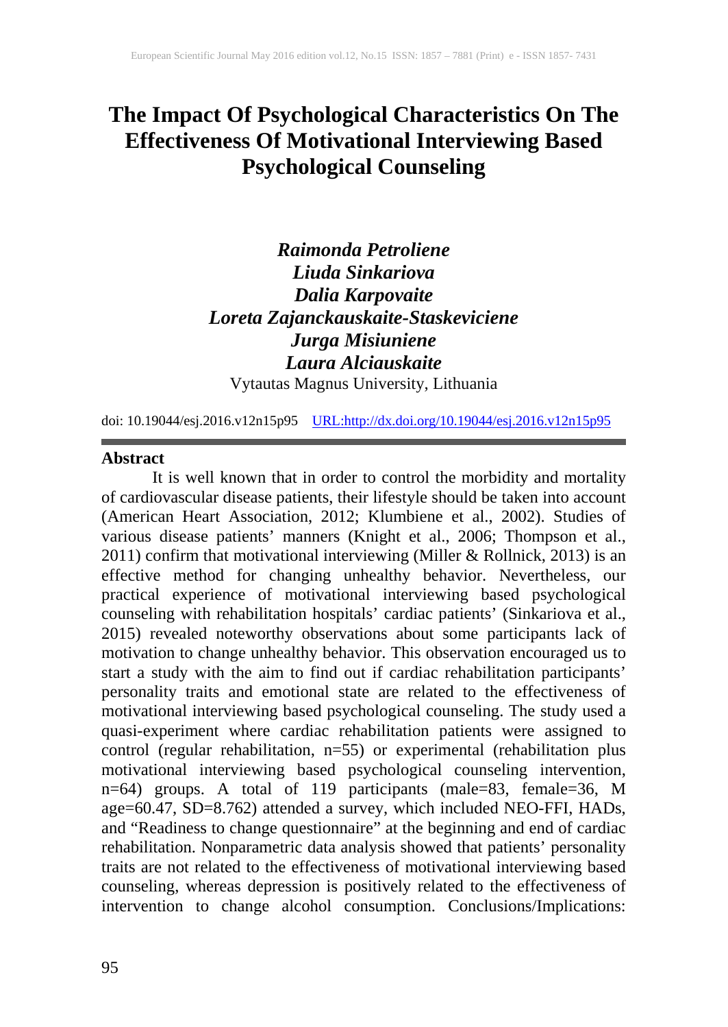# The Impact Of Psychological Characteristics On The Effectiveness Of Motivational Interviewing Based Psychological Counseling

***Raimonda Petroliene***
***Liuda Sinkariova***
***Dalia Karpovaite***
***Loreta Zajanckauskaite-Staskeviciene***
***Jurga Misiuniene***
***Laura Alciauskaite***
Vytautas Magnus University, Lithuania

doi: 10.19044/esj.2016.v12n15p95 URL:http://dx.doi.org/10.19044/esj.2016.v12n15p95

## Abstract

It is well known that in order to control the morbidity and mortality of cardiovascular disease patients, their lifestyle should be taken into account (American Heart Association, 2012; Klumbiene et al., 2002). Studies of various disease patients' manners (Knight et al., 2006; Thompson et al., 2011) confirm that motivational interviewing (Miller & Rollnick, 2013) is an effective method for changing unhealthy behavior. Nevertheless, our practical experience of motivational interviewing based psychological counseling with rehabilitation hospitals' cardiac patients' (Sinkariova et al., 2015) revealed noteworthy observations about some participants lack of motivation to change unhealthy behavior. This observation encouraged us to start a study with the aim to find out if cardiac rehabilitation participants' personality traits and emotional state are related to the effectiveness of motivational interviewing based psychological counseling. The study used a quasi-experiment where cardiac rehabilitation patients were assigned to control (regular rehabilitation, n=55) or experimental (rehabilitation plus motivational interviewing based psychological counseling intervention, n=64) groups. A total of 119 participants (male=83, female=36, M age=60.47, SD=8.762) attended a survey, which included NEO-FFI, HADs, and "Readiness to change questionnaire" at the beginning and end of cardiac rehabilitation. Nonparametric data analysis showed that patients' personality traits are not related to the effectiveness of motivational interviewing based counseling, whereas depression is positively related to the effectiveness of intervention to change alcohol consumption. Conclusions/Implications: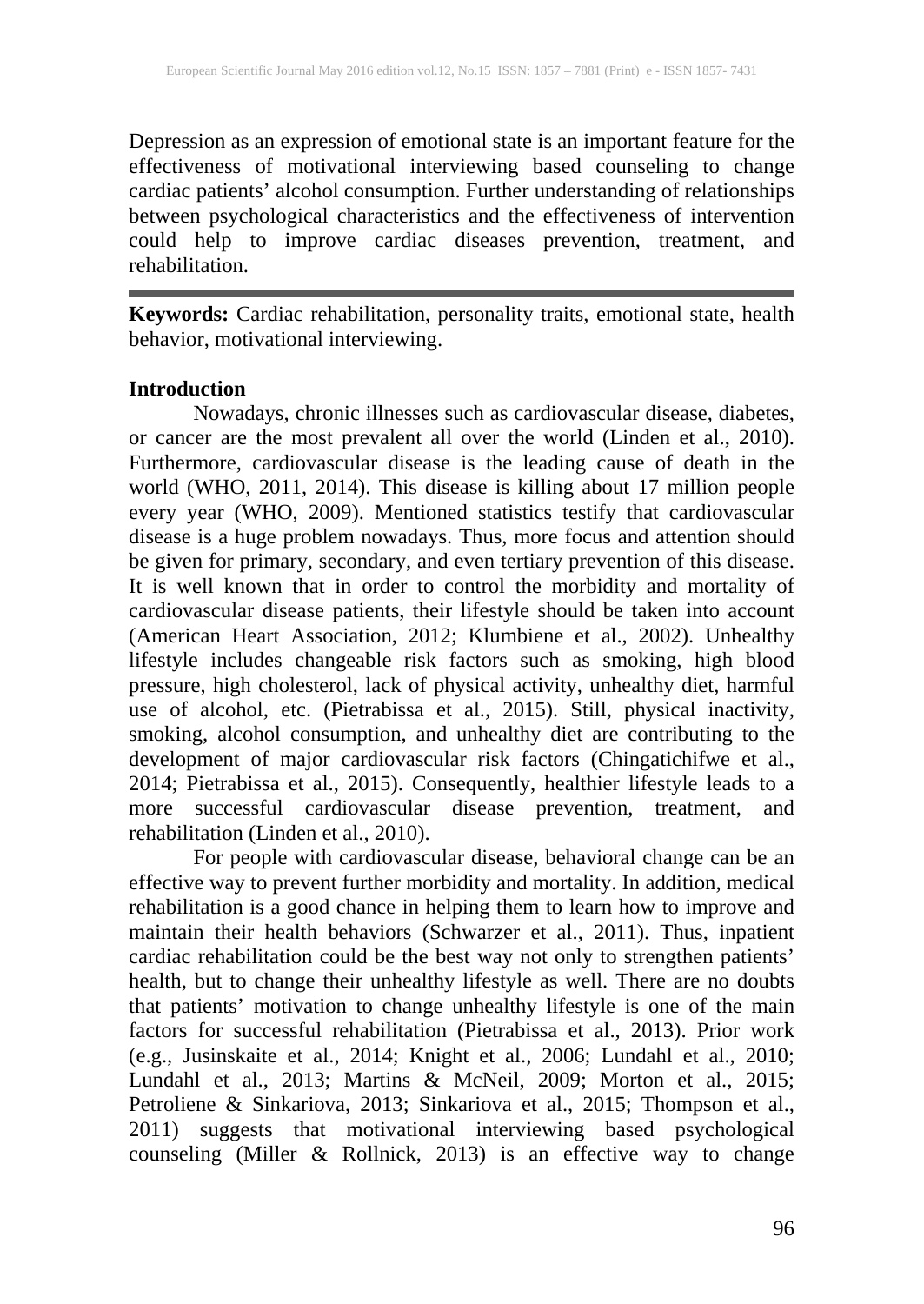Depression as an expression of emotional state is an important feature for the effectiveness of motivational interviewing based counseling to change cardiac patients' alcohol consumption. Further understanding of relationships between psychological characteristics and the effectiveness of intervention could help to improve cardiac diseases prevention, treatment, and rehabilitation.

---

**Keywords:** Cardiac rehabilitation, personality traits, emotional state, health behavior, motivational interviewing.

## Introduction

Nowadays, chronic illnesses such as cardiovascular disease, diabetes, or cancer are the most prevalent all over the world (Linden et al., 2010). Furthermore, cardiovascular disease is the leading cause of death in the world (WHO, 2011, 2014). This disease is killing about 17 million people every year (WHO, 2009). Mentioned statistics testify that cardiovascular disease is a huge problem nowadays. Thus, more focus and attention should be given for primary, secondary, and even tertiary prevention of this disease. It is well known that in order to control the morbidity and mortality of cardiovascular disease patients, their lifestyle should be taken into account (American Heart Association, 2012; Klumbiene et al., 2002). Unhealthy lifestyle includes changeable risk factors such as smoking, high blood pressure, high cholesterol, lack of physical activity, unhealthy diet, harmful use of alcohol, etc. (Pietrabissa et al., 2015). Still, physical inactivity, smoking, alcohol consumption, and unhealthy diet are contributing to the development of major cardiovascular risk factors (Chingatichifwe et al., 2014; Pietrabissa et al., 2015). Consequently, healthier lifestyle leads to a more successful cardiovascular disease prevention, treatment, and rehabilitation (Linden et al., 2010).

For people with cardiovascular disease, behavioral change can be an effective way to prevent further morbidity and mortality. In addition, medical rehabilitation is a good chance in helping them to learn how to improve and maintain their health behaviors (Schwarzer et al., 2011). Thus, inpatient cardiac rehabilitation could be the best way not only to strengthen patients' health, but to change their unhealthy lifestyle as well. There are no doubts that patients' motivation to change unhealthy lifestyle is one of the main factors for successful rehabilitation (Pietrabissa et al., 2013). Prior work (e.g., Jusinskaite et al., 2014; Knight et al., 2006; Lundahl et al., 2010; Lundahl et al., 2013; Martins & McNeil, 2009; Morton et al., 2015; Petroliene & Sinkariova, 2013; Sinkariova et al., 2015; Thompson et al., 2011) suggests that motivational interviewing based psychological counseling (Miller & Rollnick, 2013) is an effective way to change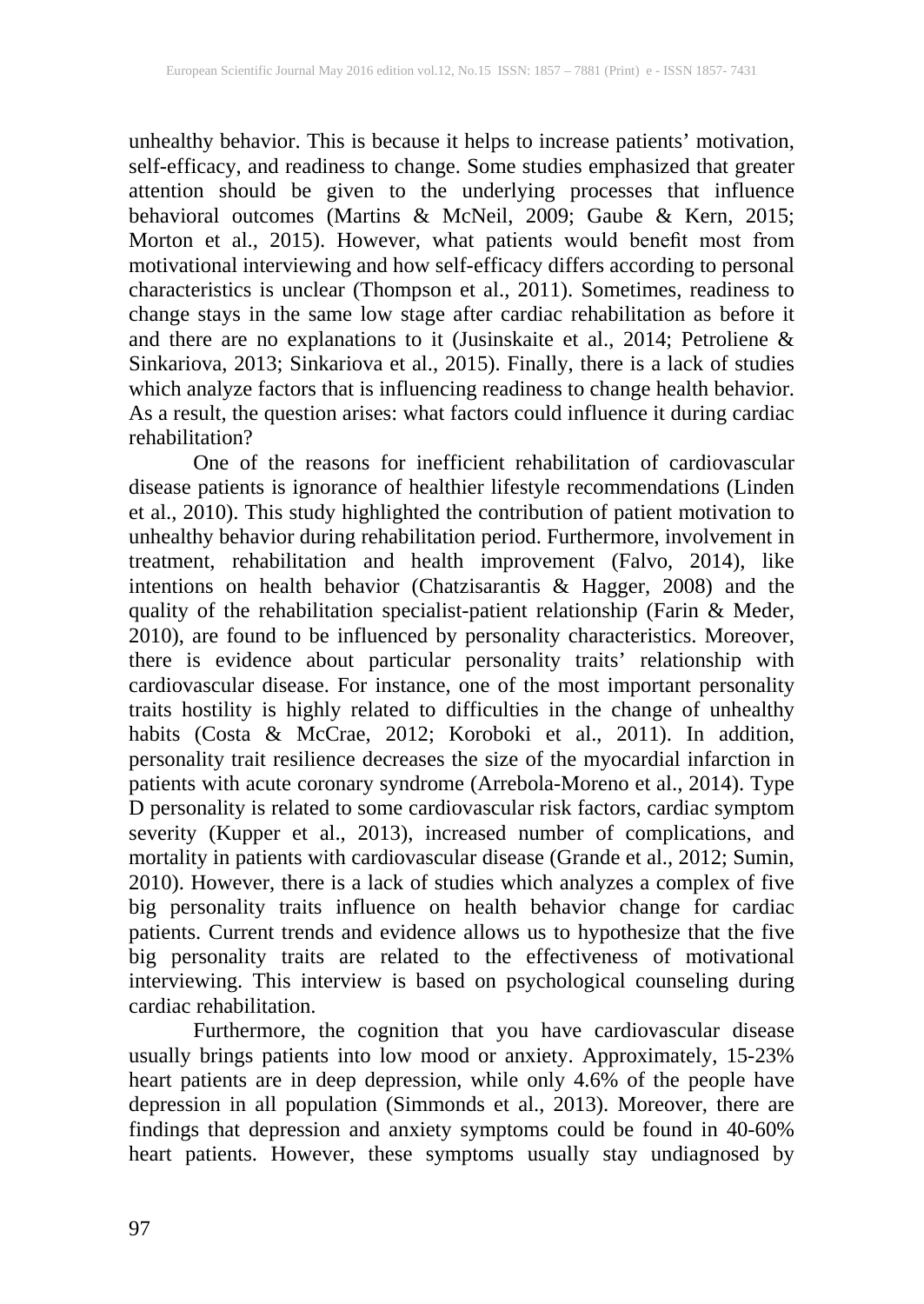unhealthy behavior. This is because it helps to increase patients' motivation, self-efficacy, and readiness to change. Some studies emphasized that greater attention should be given to the underlying processes that influence behavioral outcomes (Martins & McNeil, 2009; Gaube & Kern, 2015; Morton et al., 2015). However, what patients would benefit most from motivational interviewing and how self-efficacy differs according to personal characteristics is unclear (Thompson et al., 2011). Sometimes, readiness to change stays in the same low stage after cardiac rehabilitation as before it and there are no explanations to it (Jusinskaite et al., 2014; Petroliene & Sinkariova, 2013; Sinkariova et al., 2015). Finally, there is a lack of studies which analyze factors that is influencing readiness to change health behavior. As a result, the question arises: what factors could influence it during cardiac rehabilitation?

One of the reasons for inefficient rehabilitation of cardiovascular disease patients is ignorance of healthier lifestyle recommendations (Linden et al., 2010). This study highlighted the contribution of patient motivation to unhealthy behavior during rehabilitation period. Furthermore, involvement in treatment, rehabilitation and health improvement (Falvo, 2014), like intentions on health behavior (Chatzisarantis & Hagger, 2008) and the quality of the rehabilitation specialist-patient relationship (Farin & Meder, 2010), are found to be influenced by personality characteristics. Moreover, there is evidence about particular personality traits' relationship with cardiovascular disease. For instance, one of the most important personality traits hostility is highly related to difficulties in the change of unhealthy habits (Costa & McCrae, 2012; Koroboki et al., 2011). In addition, personality trait resilience decreases the size of the myocardial infarction in patients with acute coronary syndrome (Arrebola-Moreno et al., 2014). Type D personality is related to some cardiovascular risk factors, cardiac symptom severity (Kupper et al., 2013), increased number of complications, and mortality in patients with cardiovascular disease (Grande et al., 2012; Sumin, 2010). However, there is a lack of studies which analyzes a complex of five big personality traits influence on health behavior change for cardiac patients. Current trends and evidence allows us to hypothesize that the five big personality traits are related to the effectiveness of motivational interviewing. This interview is based on psychological counseling during cardiac rehabilitation.

Furthermore, the cognition that you have cardiovascular disease usually brings patients into low mood or anxiety. Approximately, 15-23% heart patients are in deep depression, while only 4.6% of the people have depression in all population (Simmonds et al., 2013). Moreover, there are findings that depression and anxiety symptoms could be found in 40-60% heart patients. However, these symptoms usually stay undiagnosed by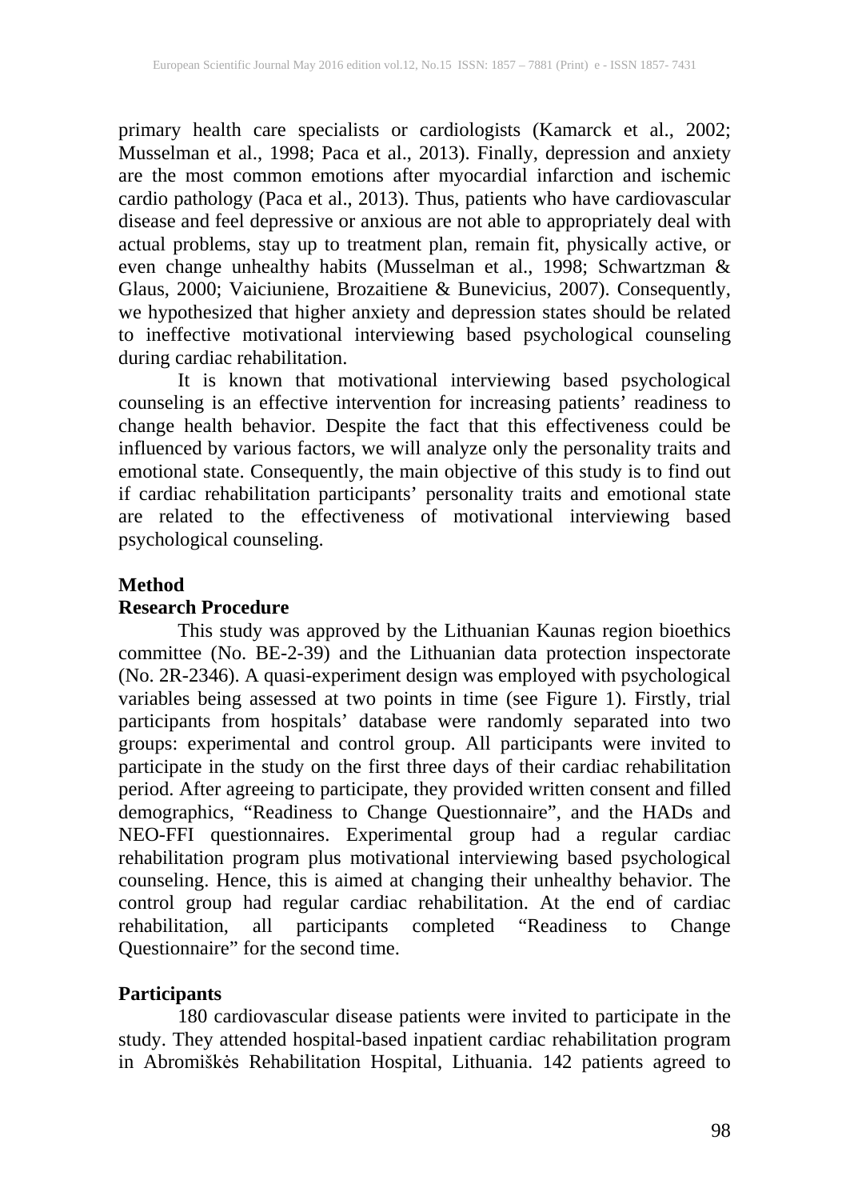primary health care specialists or cardiologists (Kamarck et al., 2002; Musselman et al., 1998; Paca et al., 2013). Finally, depression and anxiety are the most common emotions after myocardial infarction and ischemic cardio pathology (Paca et al., 2013). Thus, patients who have cardiovascular disease and feel depressive or anxious are not able to appropriately deal with actual problems, stay up to treatment plan, remain fit, physically active, or even change unhealthy habits (Musselman et al., 1998; Schwartzman & Glaus, 2000; Vaiciuniene, Brozaitiene & Bunevicius, 2007). Consequently, we hypothesized that higher anxiety and depression states should be related to ineffective motivational interviewing based psychological counseling during cardiac rehabilitation.

It is known that motivational interviewing based psychological counseling is an effective intervention for increasing patients' readiness to change health behavior. Despite the fact that this effectiveness could be influenced by various factors, we will analyze only the personality traits and emotional state. Consequently, the main objective of this study is to find out if cardiac rehabilitation participants' personality traits and emotional state are related to the effectiveness of motivational interviewing based psychological counseling.

## Method

### Research Procedure

This study was approved by the Lithuanian Kaunas region bioethics committee (No. BE-2-39) and the Lithuanian data protection inspectorate (No. 2R-2346). A quasi-experiment design was employed with psychological variables being assessed at two points in time (see Figure 1). Firstly, trial participants from hospitals' database were randomly separated into two groups: experimental and control group. All participants were invited to participate in the study on the first three days of their cardiac rehabilitation period. After agreeing to participate, they provided written consent and filled demographics, "Readiness to Change Questionnaire", and the HADs and NEO-FFI questionnaires. Experimental group had a regular cardiac rehabilitation program plus motivational interviewing based psychological counseling. Hence, this is aimed at changing their unhealthy behavior. The control group had regular cardiac rehabilitation. At the end of cardiac rehabilitation, all participants completed "Readiness to Change Questionnaire" for the second time.

### Participants

180 cardiovascular disease patients were invited to participate in the study. They attended hospital-based inpatient cardiac rehabilitation program in Abromiškės Rehabilitation Hospital, Lithuania. 142 patients agreed to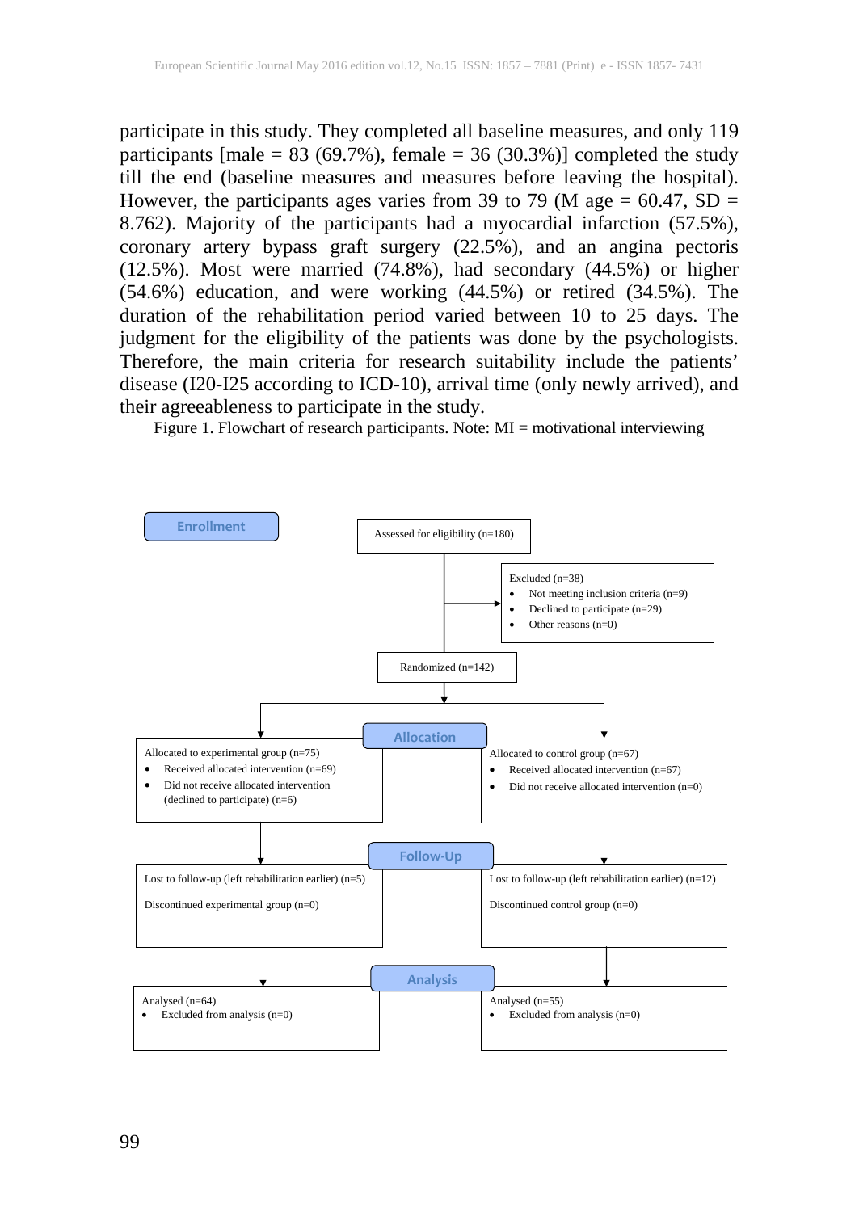participate in this study. They completed all baseline measures, and only 119 participants [male = 83 (69.7%), female = 36 (30.3%)] completed the study till the end (baseline measures and measures before leaving the hospital). However, the participants ages varies from 39 to 79 (M age = 60.47, SD = 8.762). Majority of the participants had a myocardial infarction (57.5%), coronary artery bypass graft surgery (22.5%), and an angina pectoris (12.5%). Most were married (74.8%), had secondary (44.5%) or higher (54.6%) education, and were working (44.5%) or retired (34.5%). The duration of the rehabilitation period varied between 10 to 25 days. The judgment for the eligibility of the patients was done by the psychologists. Therefore, the main criteria for research suitability include the patients' disease (I20-I25 according to ICD-10), arrival time (only newly arrived), and their agreeableness to participate in the study.

Figure 1. Flowchart of research participants. Note: MI = motivational interviewing

**Enrollment**

Assessed for eligibility (n=180)

Excluded (n=38)
- Not meeting inclusion criteria (n=9)
- Declined to participate (n=29)
- Other reasons (n=0)

Randomized (n=142)

**Allocation**

Allocated to experimental group (n=75)
- Received allocated intervention (n=69)
- Did not receive allocated intervention (declined to participate) (n=6)

Allocated to control group (n=67)
- Received allocated intervention (n=67)
- Did not receive allocated intervention (n=0)

**Follow-Up**

Lost to follow-up (left rehabilitation earlier) (n=5)

Discontinued experimental group (n=0)

Lost to follow-up (left rehabilitation earlier) (n=12)

Discontinued control group (n=0)

**Analysis**

Analysed (n=64)
- Excluded from analysis (n=0)

Analysed (n=55)
- Excluded from analysis (n=0)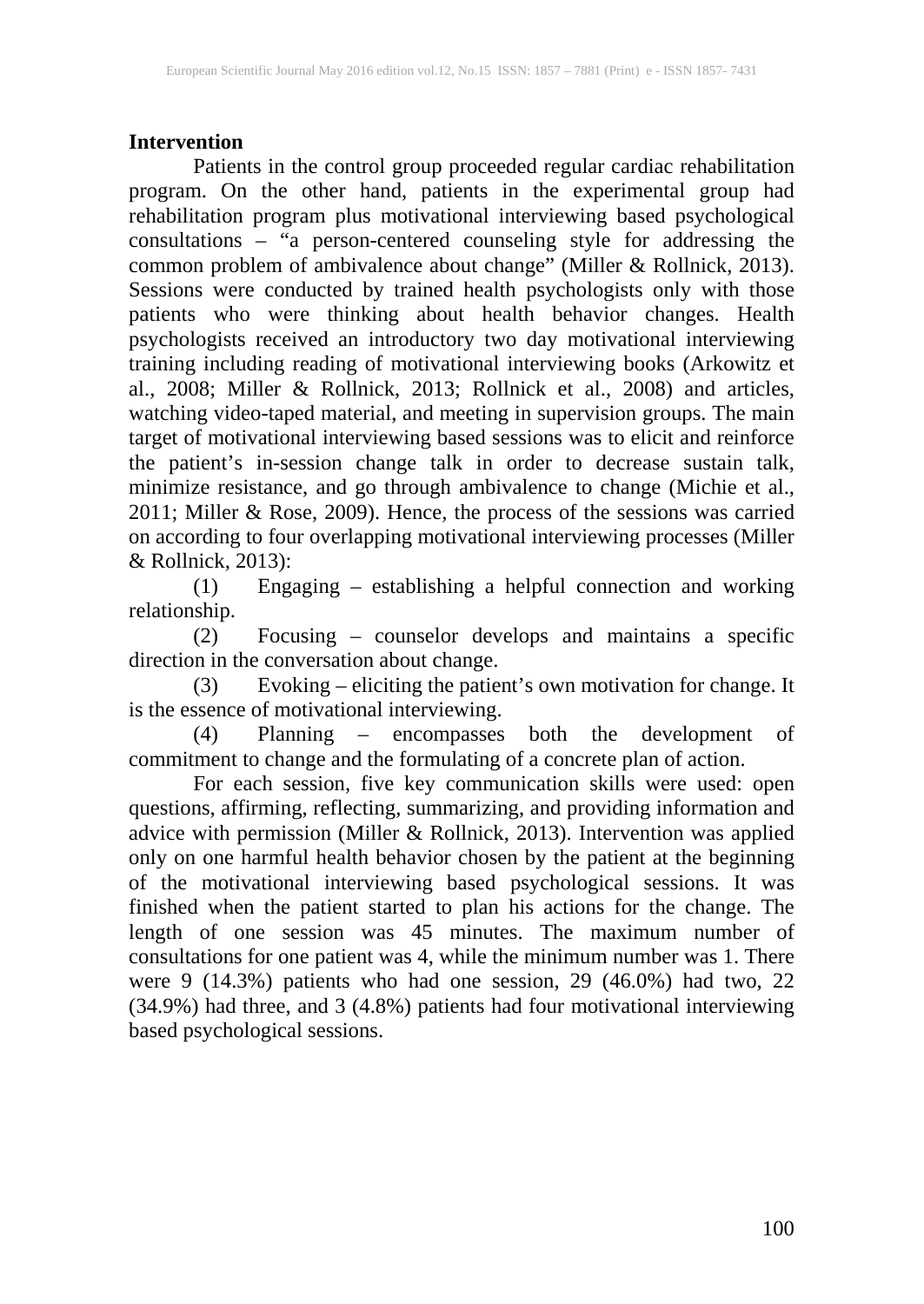**Intervention**

Patients in the control group proceeded regular cardiac rehabilitation program. On the other hand, patients in the experimental group had rehabilitation program plus motivational interviewing based psychological consultations – "a person-centered counseling style for addressing the common problem of ambivalence about change" (Miller & Rollnick, 2013). Sessions were conducted by trained health psychologists only with those patients who were thinking about health behavior changes. Health psychologists received an introductory two day motivational interviewing training including reading of motivational interviewing books (Arkowitz et al., 2008; Miller & Rollnick, 2013; Rollnick et al., 2008) and articles, watching video-taped material, and meeting in supervision groups. The main target of motivational interviewing based sessions was to elicit and reinforce the patient's in-session change talk in order to decrease sustain talk, minimize resistance, and go through ambivalence to change (Michie et al., 2011; Miller & Rose, 2009). Hence, the process of the sessions was carried on according to four overlapping motivational interviewing processes (Miller & Rollnick, 2013):

(1) Engaging – establishing a helpful connection and working relationship.

(2) Focusing – counselor develops and maintains a specific direction in the conversation about change.

(3) Evoking – eliciting the patient's own motivation for change. It is the essence of motivational interviewing.

(4) Planning – encompasses both the development of commitment to change and the formulating of a concrete plan of action.

For each session, five key communication skills were used: open questions, affirming, reflecting, summarizing, and providing information and advice with permission (Miller & Rollnick, 2013). Intervention was applied only on one harmful health behavior chosen by the patient at the beginning of the motivational interviewing based psychological sessions. It was finished when the patient started to plan his actions for the change. The length of one session was 45 minutes. The maximum number of consultations for one patient was 4, while the minimum number was 1. There were 9 (14.3%) patients who had one session, 29 (46.0%) had two, 22 (34.9%) had three, and 3 (4.8%) patients had four motivational interviewing based psychological sessions.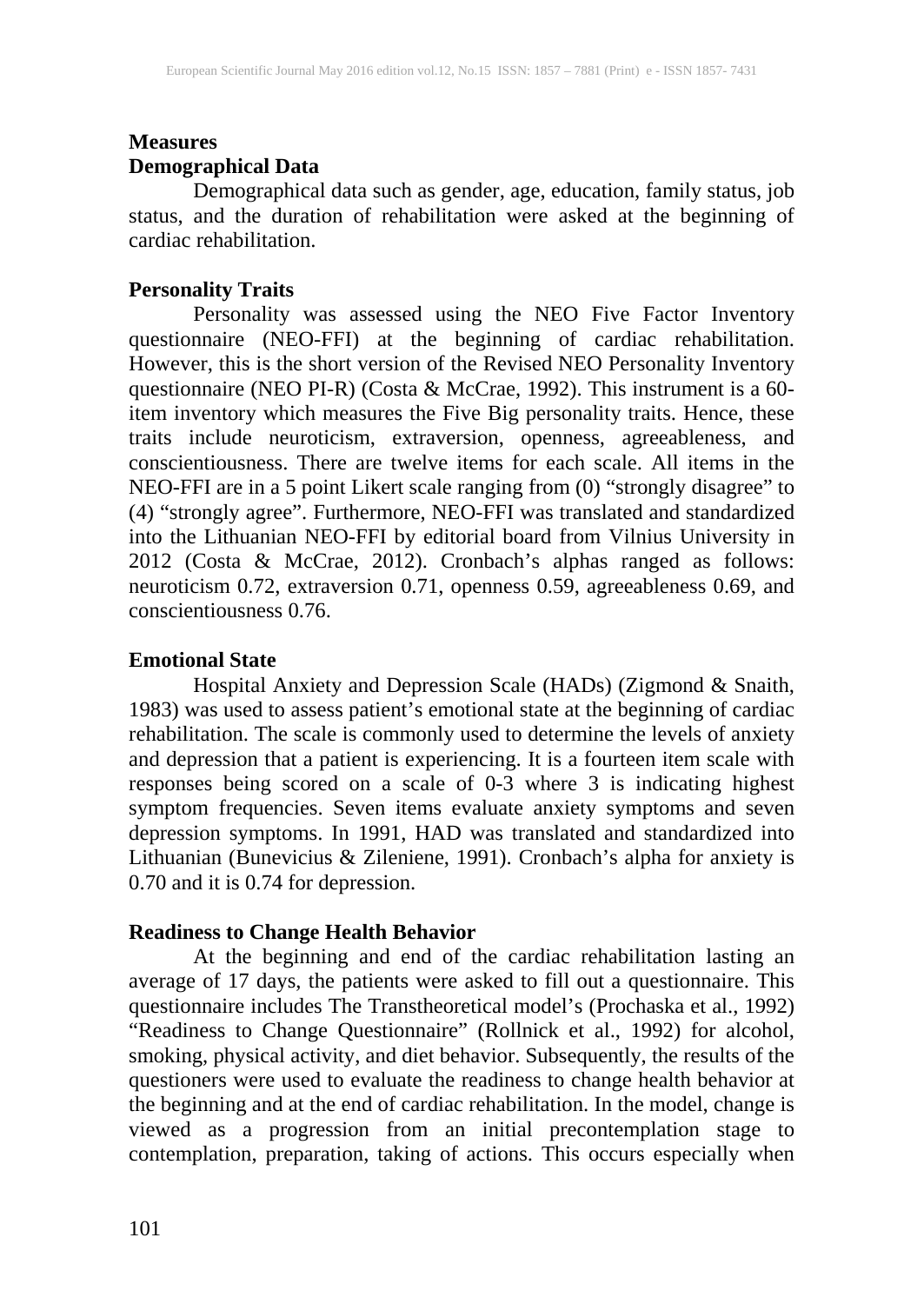## Measures

### Demographical Data

Demographical data such as gender, age, education, family status, job status, and the duration of rehabilitation were asked at the beginning of cardiac rehabilitation.

### Personality Traits

Personality was assessed using the NEO Five Factor Inventory questionnaire (NEO-FFI) at the beginning of cardiac rehabilitation. However, this is the short version of the Revised NEO Personality Inventory questionnaire (NEO PI-R) (Costa & McCrae, 1992). This instrument is a 60-item inventory which measures the Five Big personality traits. Hence, these traits include neuroticism, extraversion, openness, agreeableness, and conscientiousness. There are twelve items for each scale. All items in the NEO-FFI are in a 5 point Likert scale ranging from (0) "strongly disagree" to (4) "strongly agree". Furthermore, NEO-FFI was translated and standardized into the Lithuanian NEO-FFI by editorial board from Vilnius University in 2012 (Costa & McCrae, 2012). Cronbach's alphas ranged as follows: neuroticism 0.72, extraversion 0.71, openness 0.59, agreeableness 0.69, and conscientiousness 0.76.

### Emotional State

Hospital Anxiety and Depression Scale (HADs) (Zigmond & Snaith, 1983) was used to assess patient's emotional state at the beginning of cardiac rehabilitation. The scale is commonly used to determine the levels of anxiety and depression that a patient is experiencing. It is a fourteen item scale with responses being scored on a scale of 0-3 where 3 is indicating highest symptom frequencies. Seven items evaluate anxiety symptoms and seven depression symptoms. In 1991, HAD was translated and standardized into Lithuanian (Bunevicius & Zileniene, 1991). Cronbach's alpha for anxiety is 0.70 and it is 0.74 for depression.

### Readiness to Change Health Behavior

At the beginning and end of the cardiac rehabilitation lasting an average of 17 days, the patients were asked to fill out a questionnaire. This questionnaire includes The Transtheoretical model's (Prochaska et al., 1992) "Readiness to Change Questionnaire" (Rollnick et al., 1992) for alcohol, smoking, physical activity, and diet behavior. Subsequently, the results of the questioners were used to evaluate the readiness to change health behavior at the beginning and at the end of cardiac rehabilitation. In the model, change is viewed as a progression from an initial precontemplation stage to contemplation, preparation, taking of actions. This occurs especially when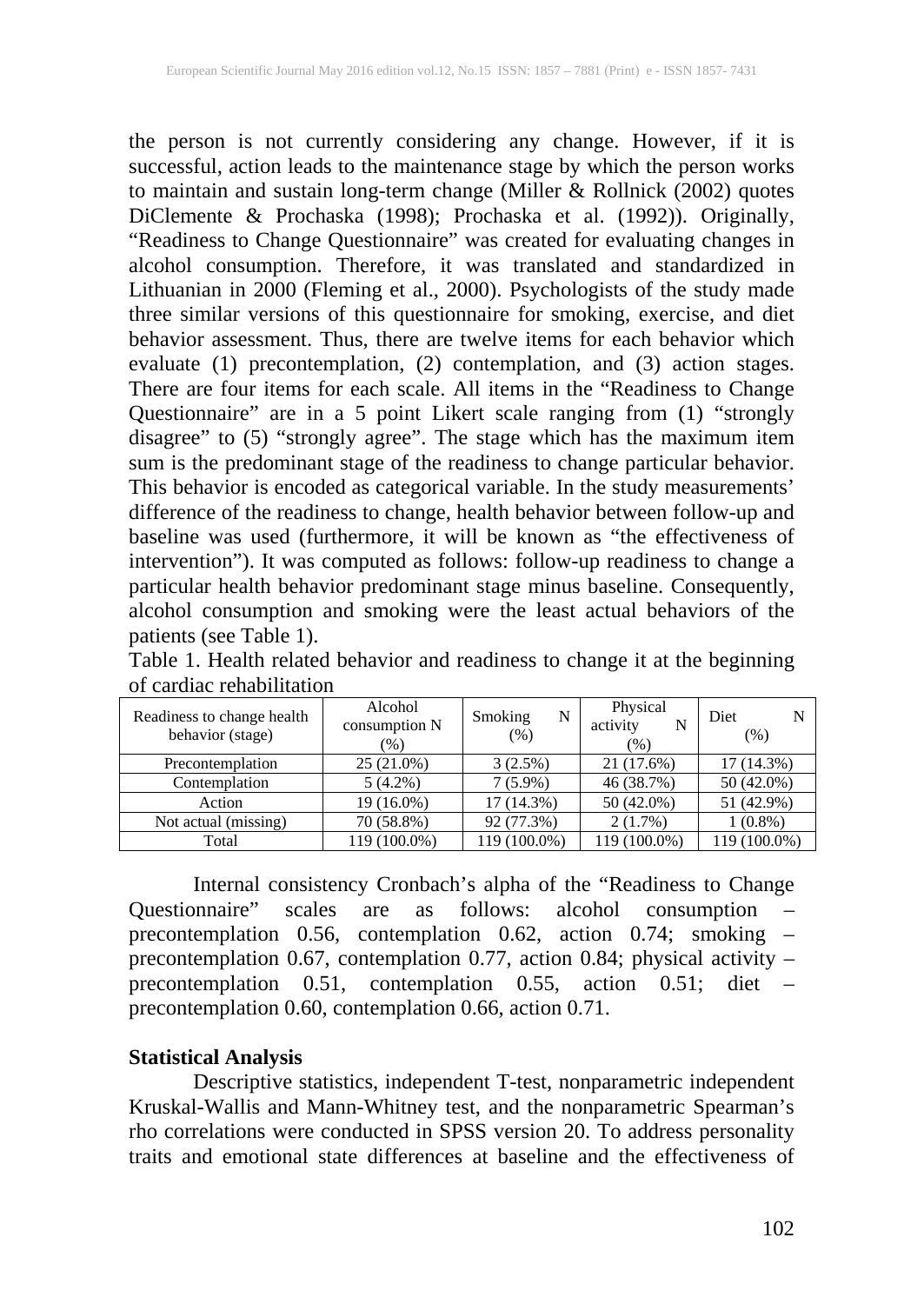the person is not currently considering any change. However, if it is successful, action leads to the maintenance stage by which the person works to maintain and sustain long-term change (Miller & Rollnick (2002) quotes DiClemente & Prochaska (1998); Prochaska et al. (1992)). Originally, "Readiness to Change Questionnaire" was created for evaluating changes in alcohol consumption. Therefore, it was translated and standardized in Lithuanian in 2000 (Fleming et al., 2000). Psychologists of the study made three similar versions of this questionnaire for smoking, exercise, and diet behavior assessment. Thus, there are twelve items for each behavior which evaluate (1) precontemplation, (2) contemplation, and (3) action stages. There are four items for each scale. All items in the "Readiness to Change Questionnaire" are in a 5 point Likert scale ranging from (1) "strongly disagree" to (5) "strongly agree". The stage which has the maximum item sum is the predominant stage of the readiness to change particular behavior. This behavior is encoded as categorical variable. In the study measurements' difference of the readiness to change, health behavior between follow-up and baseline was used (furthermore, it will be known as "the effectiveness of intervention"). It was computed as follows: follow-up readiness to change a particular health behavior predominant stage minus baseline. Consequently, alcohol consumption and smoking were the least actual behaviors of the patients (see Table 1).

Table 1. Health related behavior and readiness to change it at the beginning of cardiac rehabilitation

| Readiness to change health behavior (stage) | Alcohol consumption N (%) | Smoking N (%) | Physical activity N (%) | Diet N (%) |
|---|---|---|---|---|
| Precontemplation | 25 (21.0%) | 3 (2.5%) | 21 (17.6%) | 17 (14.3%) |
| Contemplation | 5 (4.2%) | 7 (5.9%) | 46 (38.7%) | 50 (42.0%) |
| Action | 19 (16.0%) | 17 (14.3%) | 50 (42.0%) | 51 (42.9%) |
| Not actual (missing) | 70 (58.8%) | 92 (77.3%) | 2 (1.7%) | 1 (0.8%) |
| Total | 119 (100.0%) | 119 (100.0%) | 119 (100.0%) | 119 (100.0%) |

Internal consistency Cronbach's alpha of the "Readiness to Change Questionnaire" scales are as follows: alcohol consumption – precontemplation 0.56, contemplation 0.62, action 0.74; smoking – precontemplation 0.67, contemplation 0.77, action 0.84; physical activity – precontemplation 0.51, contemplation 0.55, action 0.51; diet – precontemplation 0.60, contemplation 0.66, action 0.71.

### Statistical Analysis

Descriptive statistics, independent T-test, nonparametric independent Kruskal-Wallis and Mann-Whitney test, and the nonparametric Spearman's rho correlations were conducted in SPSS version 20. To address personality traits and emotional state differences at baseline and the effectiveness of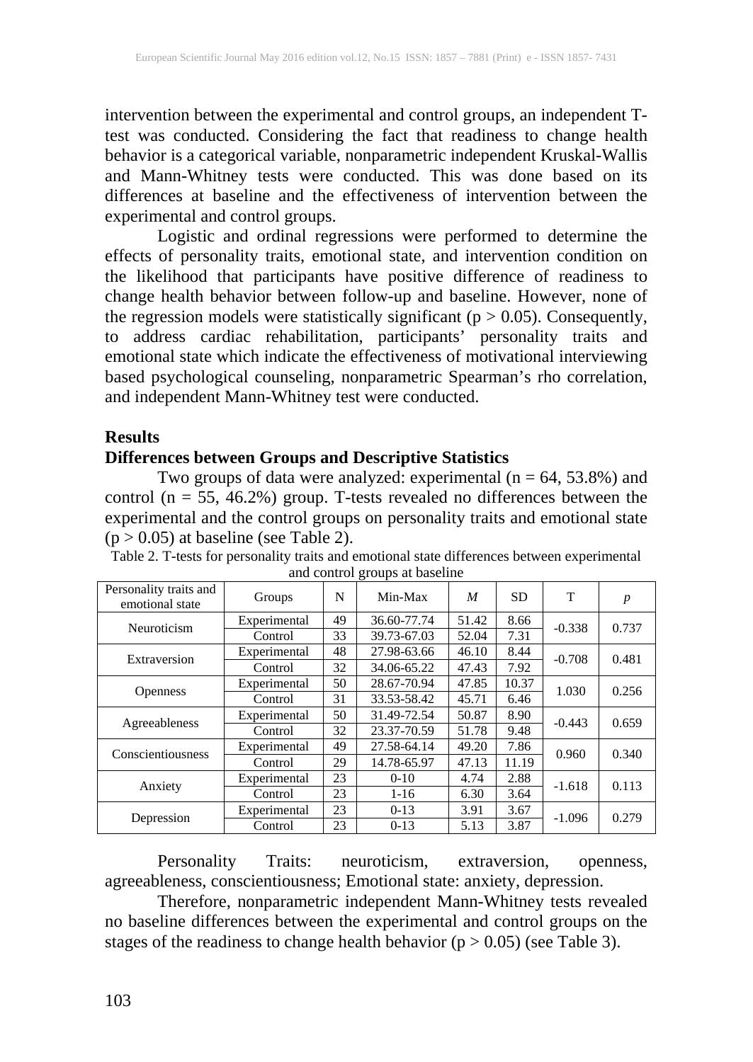intervention between the experimental and control groups, an independent T-test was conducted. Considering the fact that readiness to change health behavior is a categorical variable, nonparametric independent Kruskal-Wallis and Mann-Whitney tests were conducted. This was done based on its differences at baseline and the effectiveness of intervention between the experimental and control groups.

Logistic and ordinal regressions were performed to determine the effects of personality traits, emotional state, and intervention condition on the likelihood that participants have positive difference of readiness to change health behavior between follow-up and baseline. However, none of the regression models were statistically significant ($p > 0.05$). Consequently, to address cardiac rehabilitation, participants' personality traits and emotional state which indicate the effectiveness of motivational interviewing based psychological counseling, nonparametric Spearman's rho correlation, and independent Mann-Whitney test were conducted.

## Results

### Differences between Groups and Descriptive Statistics

Two groups of data were analyzed: experimental (n = 64, 53.8%) and control (n = 55, 46.2%) group. T-tests revealed no differences between the experimental and the control groups on personality traits and emotional state ($p > 0.05$) at baseline (see Table 2).

Table 2. T-tests for personality traits and emotional state differences between experimental and control groups at baseline

| Personality traits and emotional state | Groups | N | Min-Max | *M* | SD | T | *p* |
|---|---|---|---|---|---|---|---|
| Neuroticism | Experimental | 49 | 36.60-77.74 | 51.42 | 8.66 | -0.338 | 0.737 |
| | Control | 33 | 39.73-67.03 | 52.04 | 7.31 | | |
| Extraversion | Experimental | 48 | 27.98-63.66 | 46.10 | 8.44 | -0.708 | 0.481 |
| | Control | 32 | 34.06-65.22 | 47.43 | 7.92 | | |
| Openness | Experimental | 50 | 28.67-70.94 | 47.85 | 10.37 | 1.030 | 0.256 |
| | Control | 31 | 33.53-58.42 | 45.71 | 6.46 | | |
| Agreeableness | Experimental | 50 | 31.49-72.54 | 50.87 | 8.90 | -0.443 | 0.659 |
| | Control | 32 | 23.37-70.59 | 51.78 | 9.48 | | |
| Conscientiousness | Experimental | 49 | 27.58-64.14 | 49.20 | 7.86 | 0.960 | 0.340 |
| | Control | 29 | 14.78-65.97 | 47.13 | 11.19 | | |
| Anxiety | Experimental | 23 | 0-10 | 4.74 | 2.88 | -1.618 | 0.113 |
| | Control | 23 | 1-16 | 6.30 | 3.64 | | |
| Depression | Experimental | 23 | 0-13 | 3.91 | 3.67 | -1.096 | 0.279 |
| | Control | 23 | 0-13 | 5.13 | 3.87 | | |

Personality Traits: neuroticism, extraversion, openness, agreeableness, conscientiousness; Emotional state: anxiety, depression.

Therefore, nonparametric independent Mann-Whitney tests revealed no baseline differences between the experimental and control groups on the stages of the readiness to change health behavior ($p > 0.05$) (see Table 3).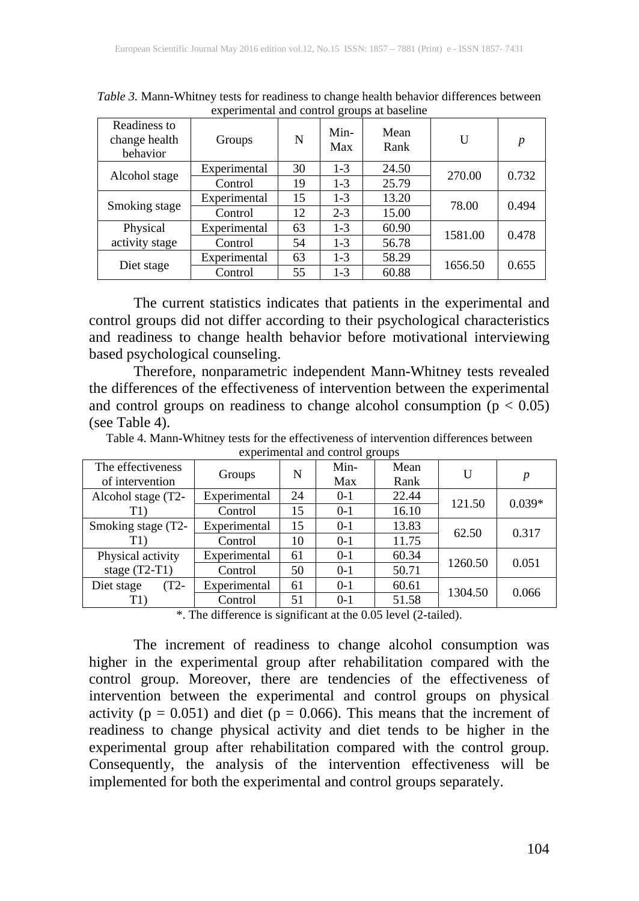*Table 3.* Mann-Whitney tests for readiness to change health behavior differences between experimental and control groups at baseline

| Readiness to change health behavior | Groups | N | Min-Max | Mean Rank | U | *p* |
|---|---|---|---|---|---|---|
| Alcohol stage | Experimental | 30 | 1-3 | 24.50 | 270.00 | 0.732 |
| | Control | 19 | 1-3 | 25.79 | | |
| Smoking stage | Experimental | 15 | 1-3 | 13.20 | 78.00 | 0.494 |
| | Control | 12 | 2-3 | 15.00 | | |
| Physical activity stage | Experimental | 63 | 1-3 | 60.90 | 1581.00 | 0.478 |
| | Control | 54 | 1-3 | 56.78 | | |
| Diet stage | Experimental | 63 | 1-3 | 58.29 | 1656.50 | 0.655 |
| | Control | 55 | 1-3 | 60.88 | | |

The current statistics indicates that patients in the experimental and control groups did not differ according to their psychological characteristics and readiness to change health behavior before motivational interviewing based psychological counseling.

Therefore, nonparametric independent Mann-Whitney tests revealed the differences of the effectiveness of intervention between the experimental and control groups on readiness to change alcohol consumption ($p < 0.05$) (see Table 4).

Table 4. Mann-Whitney tests for the effectiveness of intervention differences between experimental and control groups

| The effectiveness of intervention | Groups | N | Min-Max | Mean Rank | U | *p* |
|---|---|---|---|---|---|---|
| Alcohol stage (T2-T1) | Experimental | 24 | 0-1 | 22.44 | 121.50 | 0.039* |
| | Control | 15 | 0-1 | 16.10 | | |
| Smoking stage (T2-T1) | Experimental | 15 | 0-1 | 13.83 | 62.50 | 0.317 |
| | Control | 10 | 0-1 | 11.75 | | |
| Physical activity stage (T2-T1) | Experimental | 61 | 0-1 | 60.34 | 1260.50 | 0.051 |
| | Control | 50 | 0-1 | 50.71 | | |
| Diet stage (T2-T1) | Experimental | 61 | 0-1 | 60.61 | 1304.50 | 0.066 |
| | Control | 51 | 0-1 | 51.58 | | |

*. The difference is significant at the 0.05 level (2-tailed).

The increment of readiness to change alcohol consumption was higher in the experimental group after rehabilitation compared with the control group. Moreover, there are tendencies of the effectiveness of intervention between the experimental and control groups on physical activity ($p = 0.051$) and diet ($p = 0.066$). This means that the increment of readiness to change physical activity and diet tends to be higher in the experimental group after rehabilitation compared with the control group. Consequently, the analysis of the intervention effectiveness will be implemented for both the experimental and control groups separately.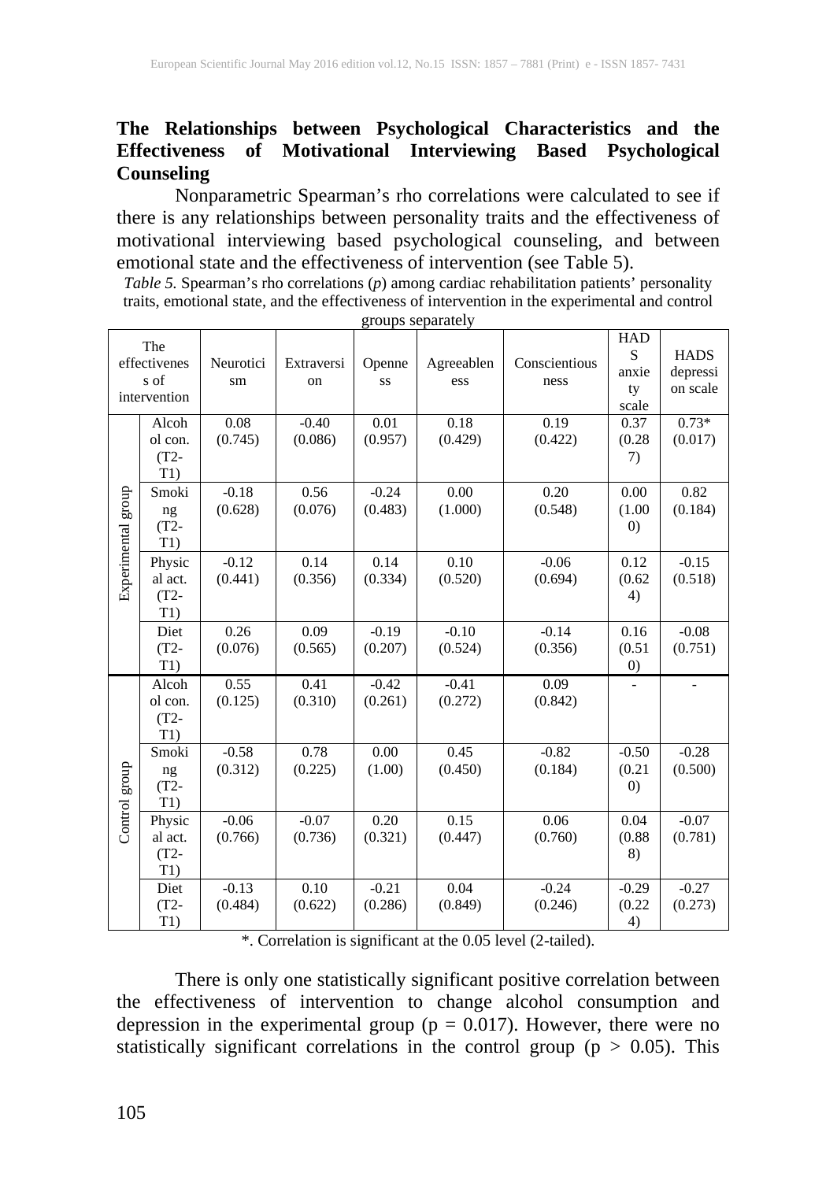**The Relationships between Psychological Characteristics and the Effectiveness of Motivational Interviewing Based Psychological Counseling**

Nonparametric Spearman's rho correlations were calculated to see if there is any relationships between personality traits and the effectiveness of motivational interviewing based psychological counseling, and between emotional state and the effectiveness of intervention (see Table 5).

*Table 5.* Spearman's rho correlations (*p*) among cardiac rehabilitation patients' personality traits, emotional state, and the effectiveness of intervention in the experimental and control groups separately

| The effectiveness of intervention | | Neuroticism | Extraversion | Openness | Agreeableness | Conscientiousness | HADS anxiety scale | HADS depression scale |
|---|---|---|---|---|---|---|---|---|
| Experimental group | Alcohol con. (T2-T1) | 0.08 (0.745) | -0.40 (0.086) | 0.01 (0.957) | 0.18 (0.429) | 0.19 (0.422) | 0.37 (0.287) | 0.73* (0.017) |
| | Smoking (T2-T1) | -0.18 (0.628) | 0.56 (0.076) | -0.24 (0.483) | 0.00 (1.000) | 0.20 (0.548) | 0.00 (1.000) | 0.82 (0.184) |
| | Physical act. (T2-T1) | -0.12 (0.441) | 0.14 (0.356) | 0.14 (0.334) | 0.10 (0.520) | -0.06 (0.694) | 0.12 (0.624) | -0.15 (0.518) |
| | Diet (T2-T1) | 0.26 (0.076) | 0.09 (0.565) | -0.19 (0.207) | -0.10 (0.524) | -0.14 (0.356) | 0.16 (0.510) | -0.08 (0.751) |
| Control group | Alcohol con. (T2-T1) | 0.55 (0.125) | 0.41 (0.310) | -0.42 (0.261) | -0.41 (0.272) | 0.09 (0.842) | - | - |
| | Smoking (T2-T1) | -0.58 (0.312) | 0.78 (0.225) | 0.00 (1.00) | 0.45 (0.450) | -0.82 (0.184) | -0.50 (0.210) | -0.28 (0.500) |
| | Physical act. (T2-T1) | -0.06 (0.766) | -0.07 (0.736) | 0.20 (0.321) | 0.15 (0.447) | 0.06 (0.760) | 0.04 (0.888) | -0.07 (0.781) |
| | Diet (T2-T1) | -0.13 (0.484) | 0.10 (0.622) | -0.21 (0.286) | 0.04 (0.849) | -0.24 (0.246) | -0.29 (0.224) | -0.27 (0.273) |

*. Correlation is significant at the 0.05 level (2-tailed).

There is only one statistically significant positive correlation between the effectiveness of intervention to change alcohol consumption and depression in the experimental group ($p = 0.017$). However, there were no statistically significant correlations in the control group ($p > 0.05$). This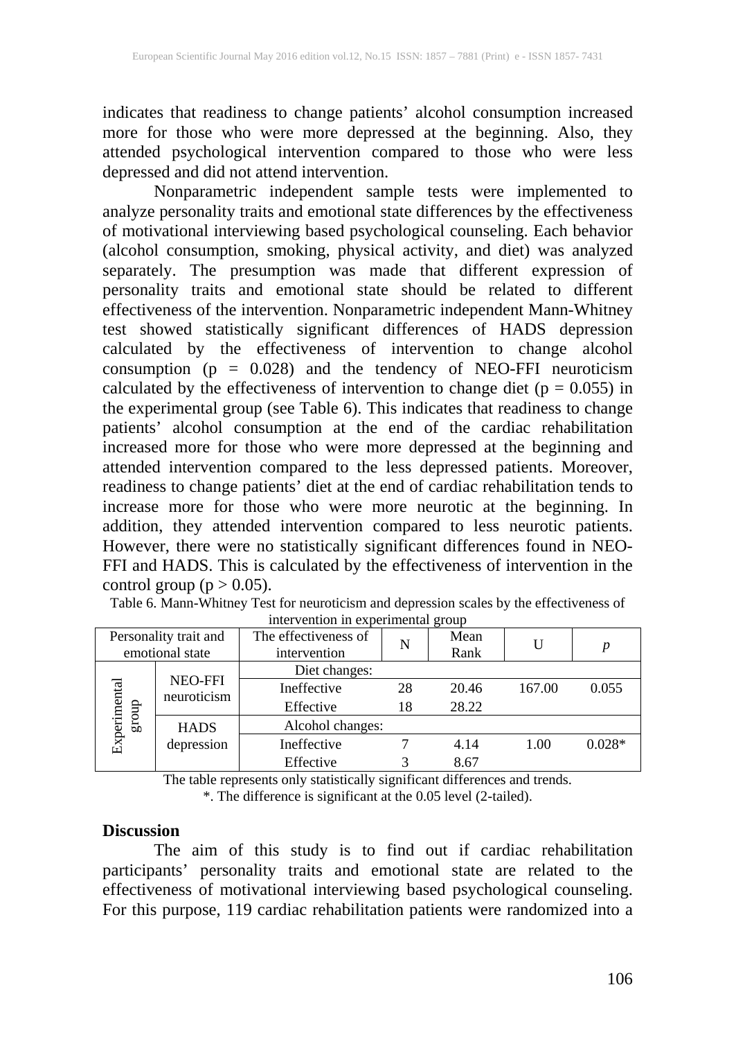indicates that readiness to change patients' alcohol consumption increased more for those who were more depressed at the beginning. Also, they attended psychological intervention compared to those who were less depressed and did not attend intervention.

Nonparametric independent sample tests were implemented to analyze personality traits and emotional state differences by the effectiveness of motivational interviewing based psychological counseling. Each behavior (alcohol consumption, smoking, physical activity, and diet) was analyzed separately. The presumption was made that different expression of personality traits and emotional state should be related to different effectiveness of the intervention. Nonparametric independent Mann-Whitney test showed statistically significant differences of HADS depression calculated by the effectiveness of intervention to change alcohol consumption ($p = 0.028$) and the tendency of NEO-FFI neuroticism calculated by the effectiveness of intervention to change diet ($p = 0.055$) in the experimental group (see Table 6). This indicates that readiness to change patients' alcohol consumption at the end of the cardiac rehabilitation increased more for those who were more depressed at the beginning and attended intervention compared to the less depressed patients. Moreover, readiness to change patients' diet at the end of cardiac rehabilitation tends to increase more for those who were more neurotic at the beginning. In addition, they attended intervention compared to less neurotic patients. However, there were no statistically significant differences found in NEO-FFI and HADS. This is calculated by the effectiveness of intervention in the control group ($p > 0.05$).

Table 6. Mann-Whitney Test for neuroticism and depression scales by the effectiveness of intervention in experimental group

| Personality trait and emotional state | | The effectiveness of intervention | N | Mean Rank | U | *p* |
|---|---|---|---|---|---|---|
| Experimental group | NEO-FFI neuroticism | Diet changes: | | | | |
| | | Ineffective | 28 | 20.46 | 167.00 | 0.055 |
| | | Effective | 18 | 28.22 | | |
| | HADS depression | Alcohol changes: | | | | |
| | | Ineffective | 7 | 4.14 | 1.00 | 0.028* |
| | | Effective | 3 | 8.67 | | |

The table represents only statistically significant differences and trends.

*. The difference is significant at the 0.05 level (2-tailed).

## Discussion

The aim of this study is to find out if cardiac rehabilitation participants' personality traits and emotional state are related to the effectiveness of motivational interviewing based psychological counseling. For this purpose, 119 cardiac rehabilitation patients were randomized into a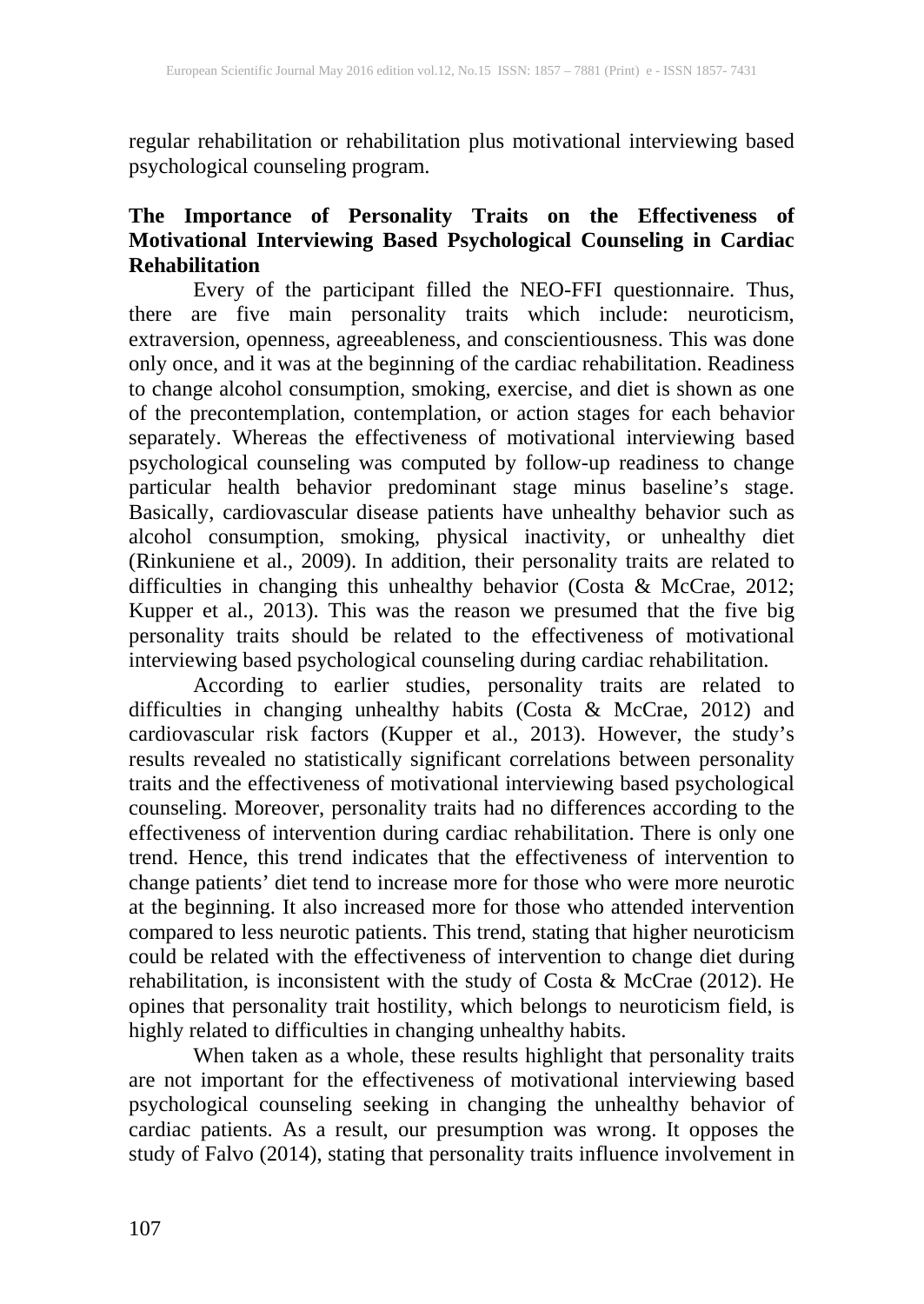regular rehabilitation or rehabilitation plus motivational interviewing based psychological counseling program.

### The Importance of Personality Traits on the Effectiveness of Motivational Interviewing Based Psychological Counseling in Cardiac Rehabilitation

Every of the participant filled the NEO-FFI questionnaire. Thus, there are five main personality traits which include: neuroticism, extraversion, openness, agreeableness, and conscientiousness. This was done only once, and it was at the beginning of the cardiac rehabilitation. Readiness to change alcohol consumption, smoking, exercise, and diet is shown as one of the precontemplation, contemplation, or action stages for each behavior separately. Whereas the effectiveness of motivational interviewing based psychological counseling was computed by follow-up readiness to change particular health behavior predominant stage minus baseline's stage. Basically, cardiovascular disease patients have unhealthy behavior such as alcohol consumption, smoking, physical inactivity, or unhealthy diet (Rinkuniene et al., 2009). In addition, their personality traits are related to difficulties in changing this unhealthy behavior (Costa & McCrae, 2012; Kupper et al., 2013). This was the reason we presumed that the five big personality traits should be related to the effectiveness of motivational interviewing based psychological counseling during cardiac rehabilitation.

According to earlier studies, personality traits are related to difficulties in changing unhealthy habits (Costa & McCrae, 2012) and cardiovascular risk factors (Kupper et al., 2013). However, the study's results revealed no statistically significant correlations between personality traits and the effectiveness of motivational interviewing based psychological counseling. Moreover, personality traits had no differences according to the effectiveness of intervention during cardiac rehabilitation. There is only one trend. Hence, this trend indicates that the effectiveness of intervention to change patients' diet tend to increase more for those who were more neurotic at the beginning. It also increased more for those who attended intervention compared to less neurotic patients. This trend, stating that higher neuroticism could be related with the effectiveness of intervention to change diet during rehabilitation, is inconsistent with the study of Costa & McCrae (2012). He opines that personality trait hostility, which belongs to neuroticism field, is highly related to difficulties in changing unhealthy habits.

When taken as a whole, these results highlight that personality traits are not important for the effectiveness of motivational interviewing based psychological counseling seeking in changing the unhealthy behavior of cardiac patients. As a result, our presumption was wrong. It opposes the study of Falvo (2014), stating that personality traits influence involvement in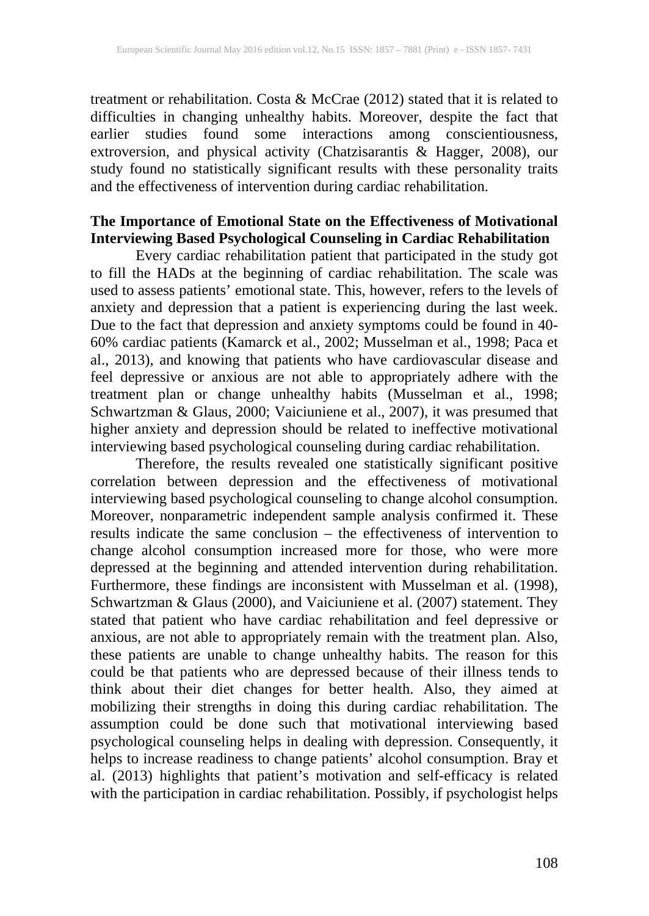treatment or rehabilitation. Costa & McCrae (2012) stated that it is related to difficulties in changing unhealthy habits. Moreover, despite the fact that earlier studies found some interactions among conscientiousness, extroversion, and physical activity (Chatzisarantis & Hagger, 2008), our study found no statistically significant results with these personality traits and the effectiveness of intervention during cardiac rehabilitation.

**The Importance of Emotional State on the Effectiveness of Motivational Interviewing Based Psychological Counseling in Cardiac Rehabilitation**

Every cardiac rehabilitation patient that participated in the study got to fill the HADs at the beginning of cardiac rehabilitation. The scale was used to assess patients' emotional state. This, however, refers to the levels of anxiety and depression that a patient is experiencing during the last week. Due to the fact that depression and anxiety symptoms could be found in 40-60% cardiac patients (Kamarck et al., 2002; Musselman et al., 1998; Paca et al., 2013), and knowing that patients who have cardiovascular disease and feel depressive or anxious are not able to appropriately adhere with the treatment plan or change unhealthy habits (Musselman et al., 1998; Schwartzman & Glaus, 2000; Vaiciuniene et al., 2007), it was presumed that higher anxiety and depression should be related to ineffective motivational interviewing based psychological counseling during cardiac rehabilitation.

Therefore, the results revealed one statistically significant positive correlation between depression and the effectiveness of motivational interviewing based psychological counseling to change alcohol consumption. Moreover, nonparametric independent sample analysis confirmed it. These results indicate the same conclusion – the effectiveness of intervention to change alcohol consumption increased more for those, who were more depressed at the beginning and attended intervention during rehabilitation. Furthermore, these findings are inconsistent with Musselman et al. (1998), Schwartzman & Glaus (2000), and Vaiciuniene et al. (2007) statement. They stated that patient who have cardiac rehabilitation and feel depressive or anxious, are not able to appropriately remain with the treatment plan. Also, these patients are unable to change unhealthy habits. The reason for this could be that patients who are depressed because of their illness tends to think about their diet changes for better health. Also, they aimed at mobilizing their strengths in doing this during cardiac rehabilitation. The assumption could be done such that motivational interviewing based psychological counseling helps in dealing with depression. Consequently, it helps to increase readiness to change patients' alcohol consumption. Bray et al. (2013) highlights that patient's motivation and self-efficacy is related with the participation in cardiac rehabilitation. Possibly, if psychologist helps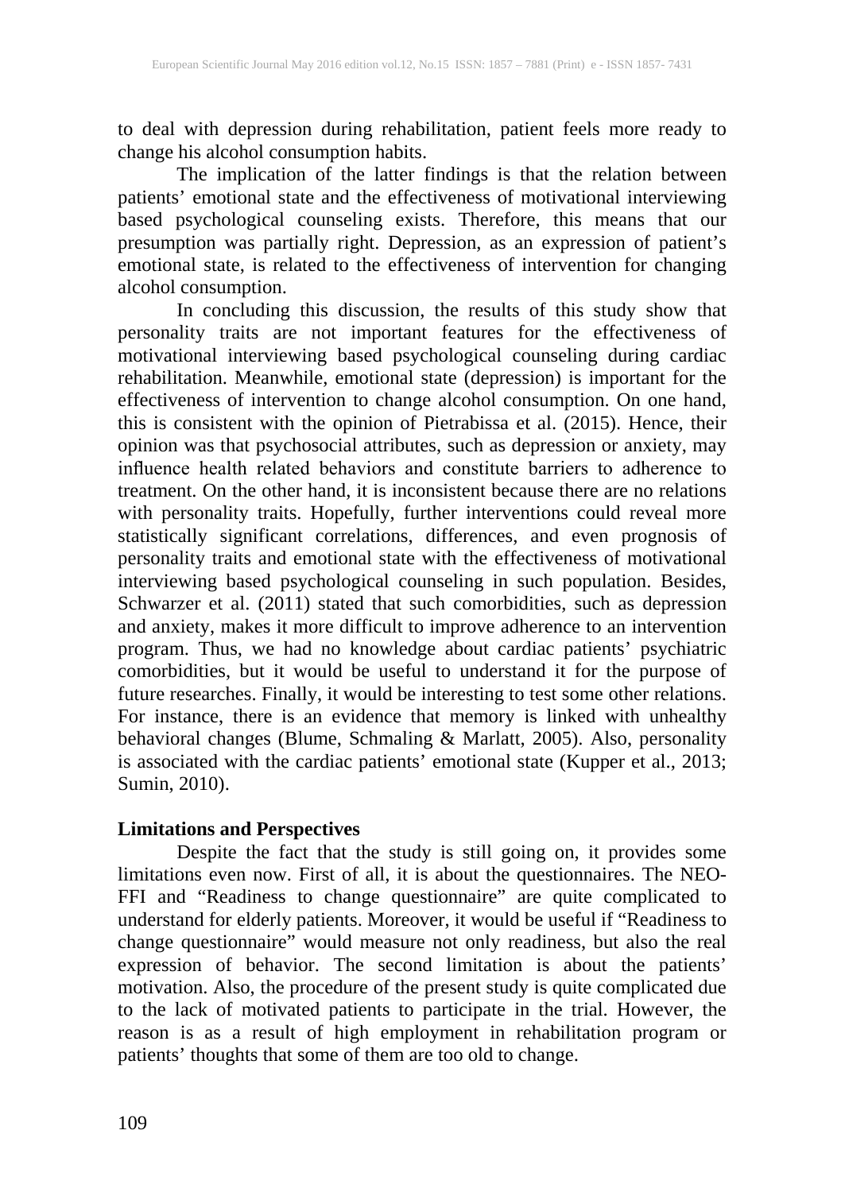to deal with depression during rehabilitation, patient feels more ready to change his alcohol consumption habits.

The implication of the latter findings is that the relation between patients' emotional state and the effectiveness of motivational interviewing based psychological counseling exists. Therefore, this means that our presumption was partially right. Depression, as an expression of patient's emotional state, is related to the effectiveness of intervention for changing alcohol consumption.

In concluding this discussion, the results of this study show that personality traits are not important features for the effectiveness of motivational interviewing based psychological counseling during cardiac rehabilitation. Meanwhile, emotional state (depression) is important for the effectiveness of intervention to change alcohol consumption. On one hand, this is consistent with the opinion of Pietrabissa et al. (2015). Hence, their opinion was that psychosocial attributes, such as depression or anxiety, may influence health related behaviors and constitute barriers to adherence to treatment. On the other hand, it is inconsistent because there are no relations with personality traits. Hopefully, further interventions could reveal more statistically significant correlations, differences, and even prognosis of personality traits and emotional state with the effectiveness of motivational interviewing based psychological counseling in such population. Besides, Schwarzer et al. (2011) stated that such comorbidities, such as depression and anxiety, makes it more difficult to improve adherence to an intervention program. Thus, we had no knowledge about cardiac patients' psychiatric comorbidities, but it would be useful to understand it for the purpose of future researches. Finally, it would be interesting to test some other relations. For instance, there is an evidence that memory is linked with unhealthy behavioral changes (Blume, Schmaling & Marlatt, 2005). Also, personality is associated with the cardiac patients' emotional state (Kupper et al., 2013; Sumin, 2010).

**Limitations and Perspectives**

Despite the fact that the study is still going on, it provides some limitations even now. First of all, it is about the questionnaires. The NEO-FFI and "Readiness to change questionnaire" are quite complicated to understand for elderly patients. Moreover, it would be useful if "Readiness to change questionnaire" would measure not only readiness, but also the real expression of behavior. The second limitation is about the patients' motivation. Also, the procedure of the present study is quite complicated due to the lack of motivated patients to participate in the trial. However, the reason is as a result of high employment in rehabilitation program or patients' thoughts that some of them are too old to change.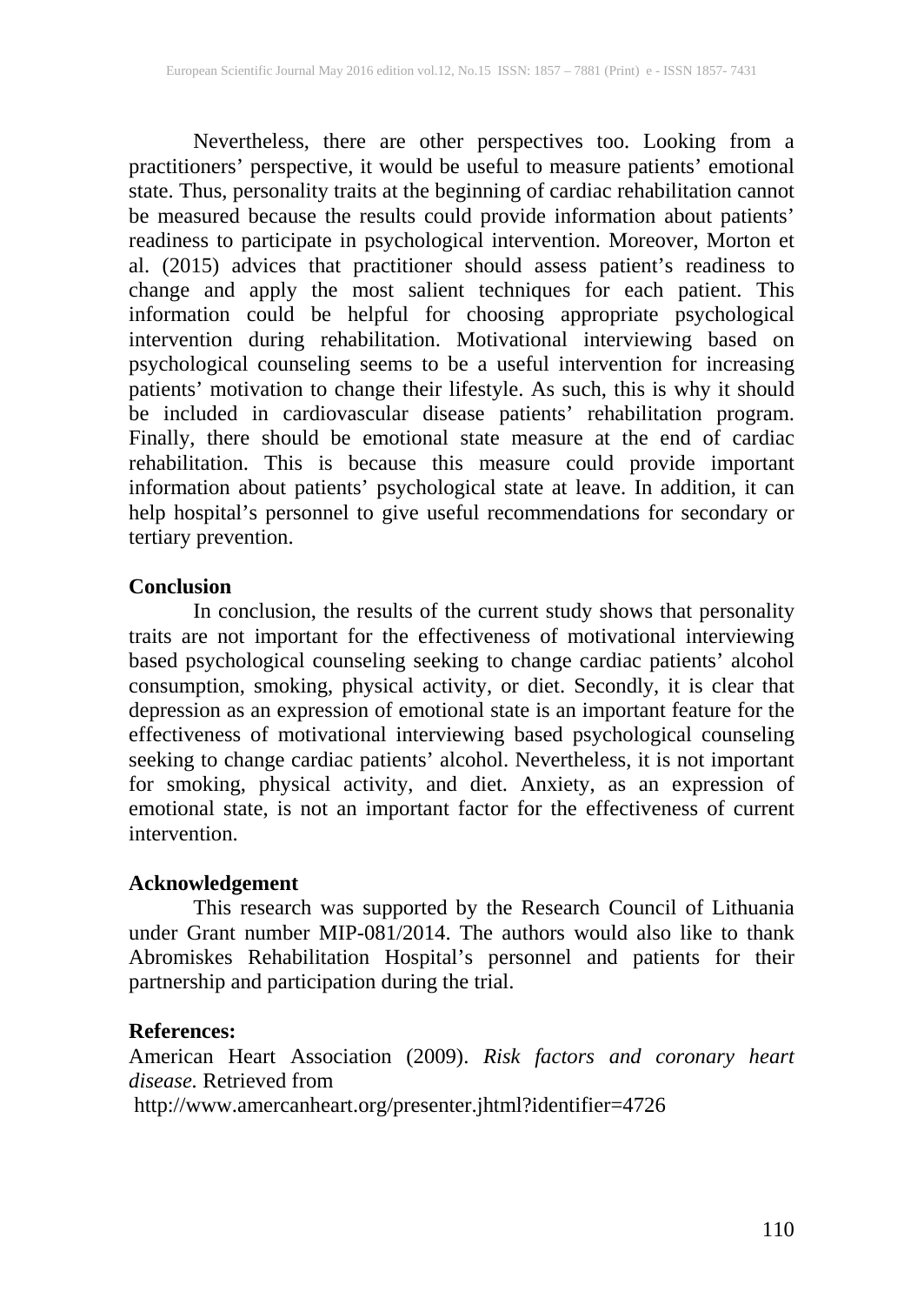Nevertheless, there are other perspectives too. Looking from a practitioners' perspective, it would be useful to measure patients' emotional state. Thus, personality traits at the beginning of cardiac rehabilitation cannot be measured because the results could provide information about patients' readiness to participate in psychological intervention. Moreover, Morton et al. (2015) advices that practitioner should assess patient's readiness to change and apply the most salient techniques for each patient. This information could be helpful for choosing appropriate psychological intervention during rehabilitation. Motivational interviewing based on psychological counseling seems to be a useful intervention for increasing patients' motivation to change their lifestyle. As such, this is why it should be included in cardiovascular disease patients' rehabilitation program. Finally, there should be emotional state measure at the end of cardiac rehabilitation. This is because this measure could provide important information about patients' psychological state at leave. In addition, it can help hospital's personnel to give useful recommendations for secondary or tertiary prevention.

## Conclusion

In conclusion, the results of the current study shows that personality traits are not important for the effectiveness of motivational interviewing based psychological counseling seeking to change cardiac patients' alcohol consumption, smoking, physical activity, or diet. Secondly, it is clear that depression as an expression of emotional state is an important feature for the effectiveness of motivational interviewing based psychological counseling seeking to change cardiac patients' alcohol. Nevertheless, it is not important for smoking, physical activity, and diet. Anxiety, as an expression of emotional state, is not an important factor for the effectiveness of current intervention.

## Acknowledgement

This research was supported by the Research Council of Lithuania under Grant number MIP-081/2014. The authors would also like to thank Abromiskes Rehabilitation Hospital's personnel and patients for their partnership and participation during the trial.

## References:

American Heart Association (2009). *Risk factors and coronary heart disease.* Retrieved from
http://www.amercanheart.org/presenter.jhtml?identifier=4726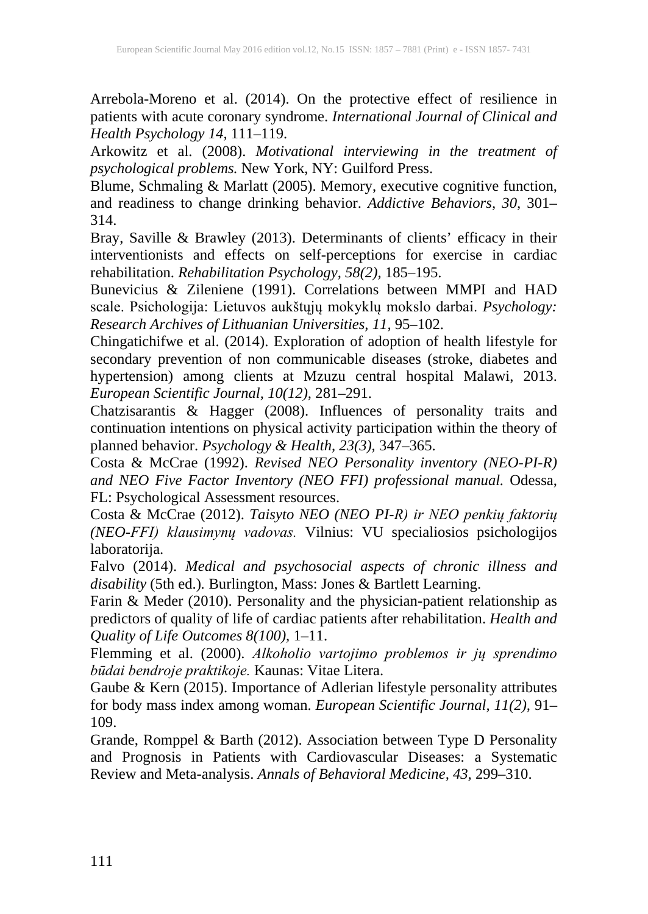Arrebola-Moreno et al. (2014). On the protective effect of resilience in patients with acute coronary syndrome. *International Journal of Clinical and Health Psychology 14,* 111–119.

Arkowitz et al. (2008). *Motivational interviewing in the treatment of psychological problems.* New York, NY: Guilford Press.

Blume, Schmaling & Marlatt (2005). Memory, executive cognitive function, and readiness to change drinking behavior. *Addictive Behaviors, 30,* 301–314.

Bray, Saville & Brawley (2013). Determinants of clients' efficacy in their interventionists and effects on self-perceptions for exercise in cardiac rehabilitation. *Rehabilitation Psychology, 58(2),* 185–195.

Bunevicius & Zileniene (1991). Correlations between MMPI and HAD scale. Psichologija: Lietuvos aukštųjų mokyklų mokslo darbai. *Psychology: Research Archives of Lithuanian Universities, 11,* 95–102.

Chingatichifwe et al. (2014). Exploration of adoption of health lifestyle for secondary prevention of non communicable diseases (stroke, diabetes and hypertension) among clients at Mzuzu central hospital Malawi, 2013. *European Scientific Journal, 10(12),* 281–291.

Chatzisarantis & Hagger (2008). Influences of personality traits and continuation intentions on physical activity participation within the theory of planned behavior. *Psychology & Health, 23(3),* 347–365.

Costa & McCrae (1992). *Revised NEO Personality inventory (NEO-PI-R) and NEO Five Factor Inventory (NEO FFI) professional manual.* Odessa, FL: Psychological Assessment resources.

Costa & McCrae (2012). *Taisyto NEO (NEO PI-R) ir NEO penkių faktorių (NEO-FFI) klausimynų vadovas.* Vilnius: VU specialiosios psichologijos laboratorija.

Falvo (2014). *Medical and psychosocial aspects of chronic illness and disability* (5th ed.). Burlington, Mass: Jones & Bartlett Learning.

Farin & Meder (2010). Personality and the physician-patient relationship as predictors of quality of life of cardiac patients after rehabilitation. *Health and Quality of Life Outcomes 8(100),* 1–11.

Flemming et al. (2000). *Alkoholio vartojimo problemos ir jų sprendimo būdai bendroje praktikoje.* Kaunas: Vitae Litera.

Gaube & Kern (2015). Importance of Adlerian lifestyle personality attributes for body mass index among woman. *European Scientific Journal, 11(2),* 91–109.

Grande, Romppel & Barth (2012). Association between Type D Personality and Prognosis in Patients with Cardiovascular Diseases: a Systematic Review and Meta-analysis. *Annals of Behavioral Medicine, 43,* 299–310.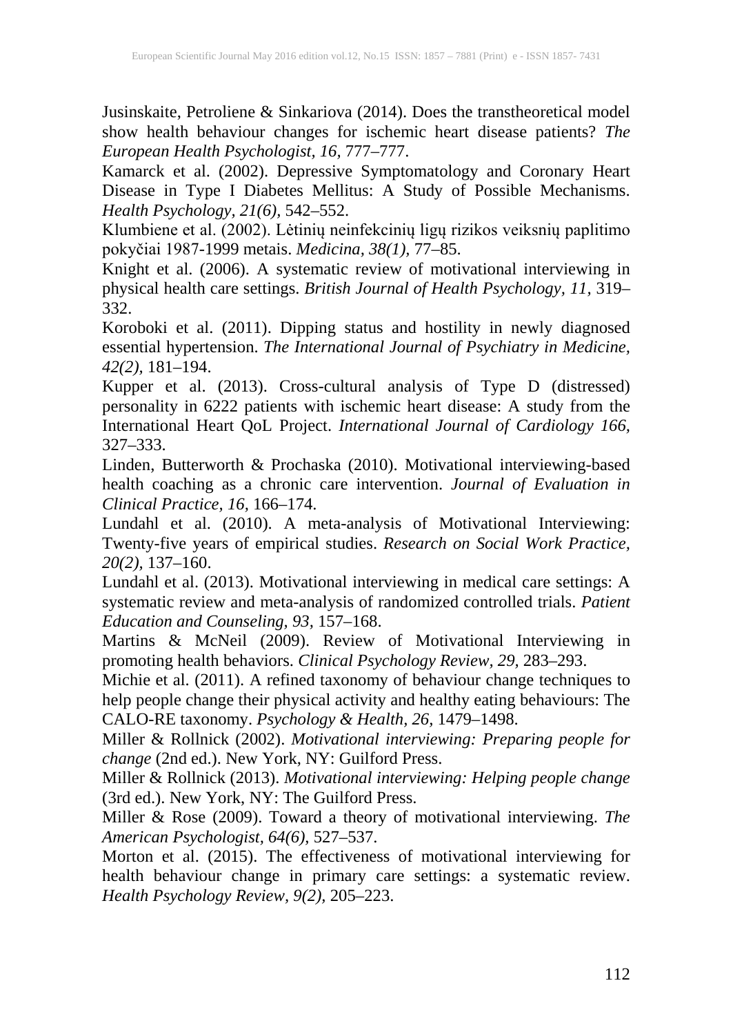Jusinskaite, Petroliene & Sinkariova (2014). Does the transtheoretical model show health behaviour changes for ischemic heart disease patients? *The European Health Psychologist, 16*, 777–777.

Kamarck et al. (2002). Depressive Symptomatology and Coronary Heart Disease in Type I Diabetes Mellitus: A Study of Possible Mechanisms. *Health Psychology, 21(6),* 542–552.

Klumbiene et al. (2002). Lėtinių neinfekcinių ligų rizikos veiksnių paplitimo pokyčiai 1987-1999 metais. *Medicina, 38(1),* 77–85.

Knight et al. (2006). A systematic review of motivational interviewing in physical health care settings. *British Journal of Health Psychology, 11,* 319–332.

Koroboki et al. (2011). Dipping status and hostility in newly diagnosed essential hypertension. *The International Journal of Psychiatry in Medicine, 42(2),* 181–194.

Kupper et al. (2013). Cross-cultural analysis of Type D (distressed) personality in 6222 patients with ischemic heart disease: A study from the International Heart QoL Project. *International Journal of Cardiology 166,* 327–333.

Linden, Butterworth & Prochaska (2010). Motivational interviewing-based health coaching as a chronic care intervention. *Journal of Evaluation in Clinical Practice, 16,* 166–174.

Lundahl et al. (2010). A meta-analysis of Motivational Interviewing: Twenty-five years of empirical studies. *Research on Social Work Practice, 20(2),* 137–160.

Lundahl et al. (2013). Motivational interviewing in medical care settings: A systematic review and meta-analysis of randomized controlled trials. *Patient Education and Counseling, 93*, 157–168.

Martins & McNeil (2009). Review of Motivational Interviewing in promoting health behaviors. *Clinical Psychology Review, 29,* 283–293.

Michie et al. (2011). A refined taxonomy of behaviour change techniques to help people change their physical activity and healthy eating behaviours: The CALO-RE taxonomy. *Psychology & Health, 26,* 1479–1498.

Miller & Rollnick (2002). *Motivational interviewing: Preparing people for change* (2nd ed.). New York, NY: Guilford Press.

Miller & Rollnick (2013). *Motivational interviewing: Helping people change* (3rd ed.). New York, NY: The Guilford Press.

Miller & Rose (2009). Toward a theory of motivational interviewing. *The American Psychologist, 64(6),* 527–537.

Morton et al. (2015). The effectiveness of motivational interviewing for health behaviour change in primary care settings: a systematic review. *Health Psychology Review, 9(2),* 205–223.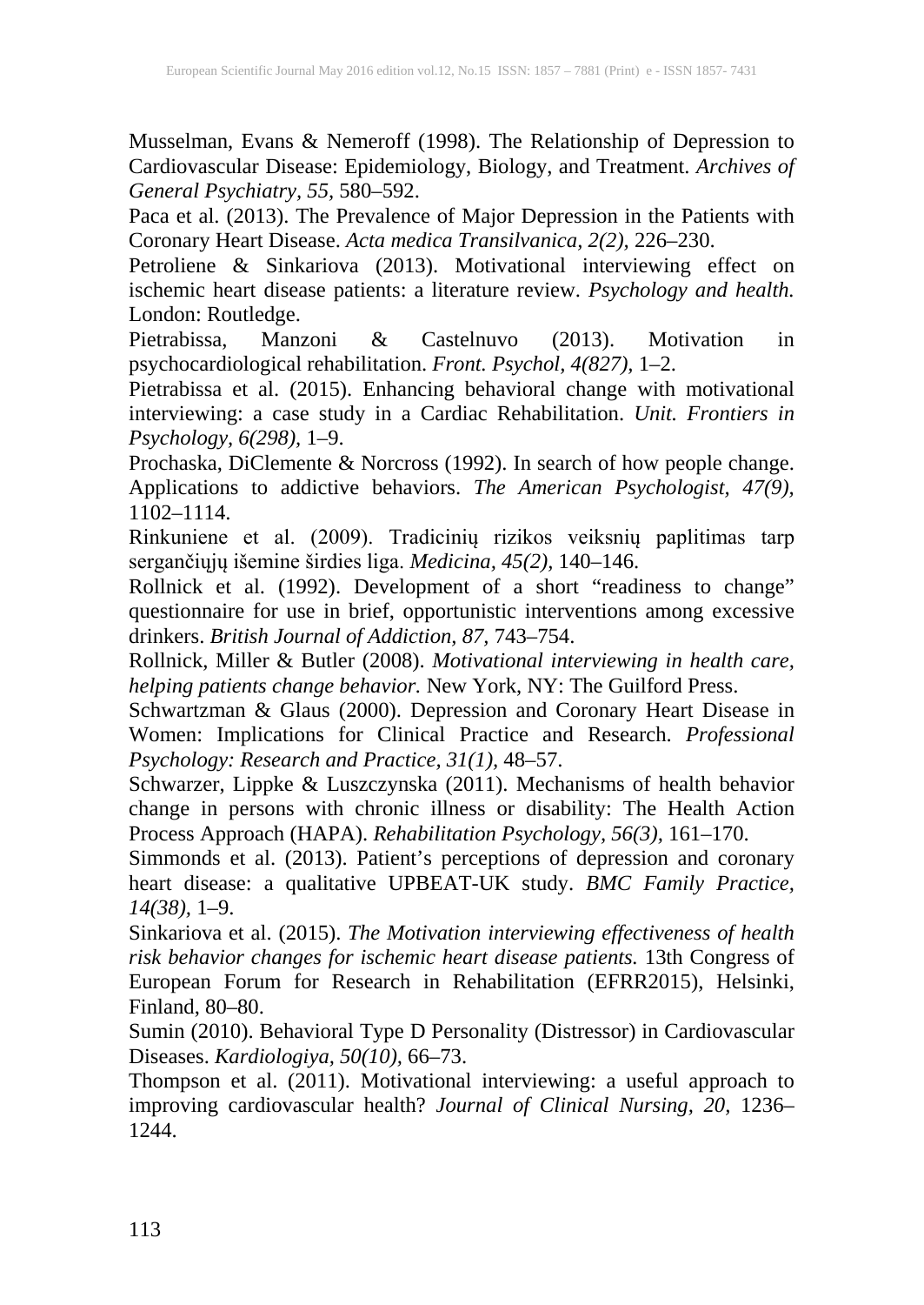Musselman, Evans & Nemeroff (1998). The Relationship of Depression to Cardiovascular Disease: Epidemiology, Biology, and Treatment. *Archives of General Psychiatry, 55,* 580–592.

Paca et al. (2013). The Prevalence of Major Depression in the Patients with Coronary Heart Disease. *Acta medica Transilvanica, 2(2),* 226–230.

Petroliene & Sinkariova (2013). Motivational interviewing effect on ischemic heart disease patients: a literature review. *Psychology and health.* London: Routledge.

Pietrabissa, Manzoni & Castelnuvo (2013). Motivation in psychocardiological rehabilitation. *Front. Psychol, 4(827),* 1–2.

Pietrabissa et al. (2015). Enhancing behavioral change with motivational interviewing: a case study in a Cardiac Rehabilitation. *Unit. Frontiers in Psychology, 6(298),* 1–9.

Prochaska, DiClemente & Norcross (1992). In search of how people change. Applications to addictive behaviors. *The American Psychologist, 47(9),* 1102–1114.

Rinkuniene et al. (2009). Tradicinių rizikos veiksnių paplitimas tarp sergančiųjų išemine širdies liga. *Medicina, 45(2),* 140–146.

Rollnick et al. (1992). Development of a short "readiness to change" questionnaire for use in brief, opportunistic interventions among excessive drinkers. *British Journal of Addiction, 87,* 743–754.

Rollnick, Miller & Butler (2008). *Motivational interviewing in health care, helping patients change behavior.* New York, NY: The Guilford Press.

Schwartzman & Glaus (2000). Depression and Coronary Heart Disease in Women: Implications for Clinical Practice and Research. *Professional Psychology: Research and Practice, 31(1),* 48–57.

Schwarzer, Lippke & Luszczynska (2011). Mechanisms of health behavior change in persons with chronic illness or disability: The Health Action Process Approach (HAPA). *Rehabilitation Psychology, 56(3),* 161–170.

Simmonds et al. (2013). Patient's perceptions of depression and coronary heart disease: a qualitative UPBEAT-UK study. *BMC Family Practice, 14(38),* 1–9.

Sinkariova et al. (2015). *The Motivation interviewing effectiveness of health risk behavior changes for ischemic heart disease patients.* 13th Congress of European Forum for Research in Rehabilitation (EFRR2015), Helsinki, Finland, 80–80.

Sumin (2010). Behavioral Type D Personality (Distressor) in Cardiovascular Diseases. *Kardiologiya, 50(10),* 66–73.

Thompson et al. (2011). Motivational interviewing: a useful approach to improving cardiovascular health? *Journal of Clinical Nursing, 20,* 1236–1244.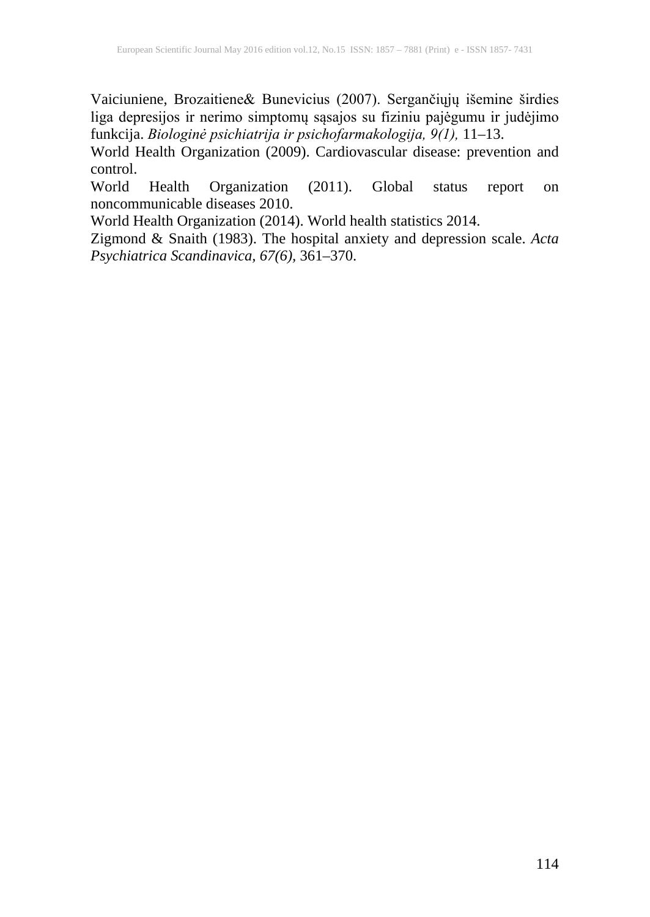Vaiciuniene, Brozaitiene& Bunevicius (2007). Sergančiųjų išemine širdies liga depresijos ir nerimo simptomų sąsajos su fiziniu pajėgumu ir judėjimo funkcija. *Biologinė psichiatrija ir psichofarmakologija, 9(1),* 11–13.

World Health Organization (2009). Cardiovascular disease: prevention and control.

World Health Organization (2011). Global status report on noncommunicable diseases 2010.

World Health Organization (2014). World health statistics 2014.

Zigmond & Snaith (1983). The hospital anxiety and depression scale. *Acta Psychiatrica Scandinavica, 67(6),* 361–370.